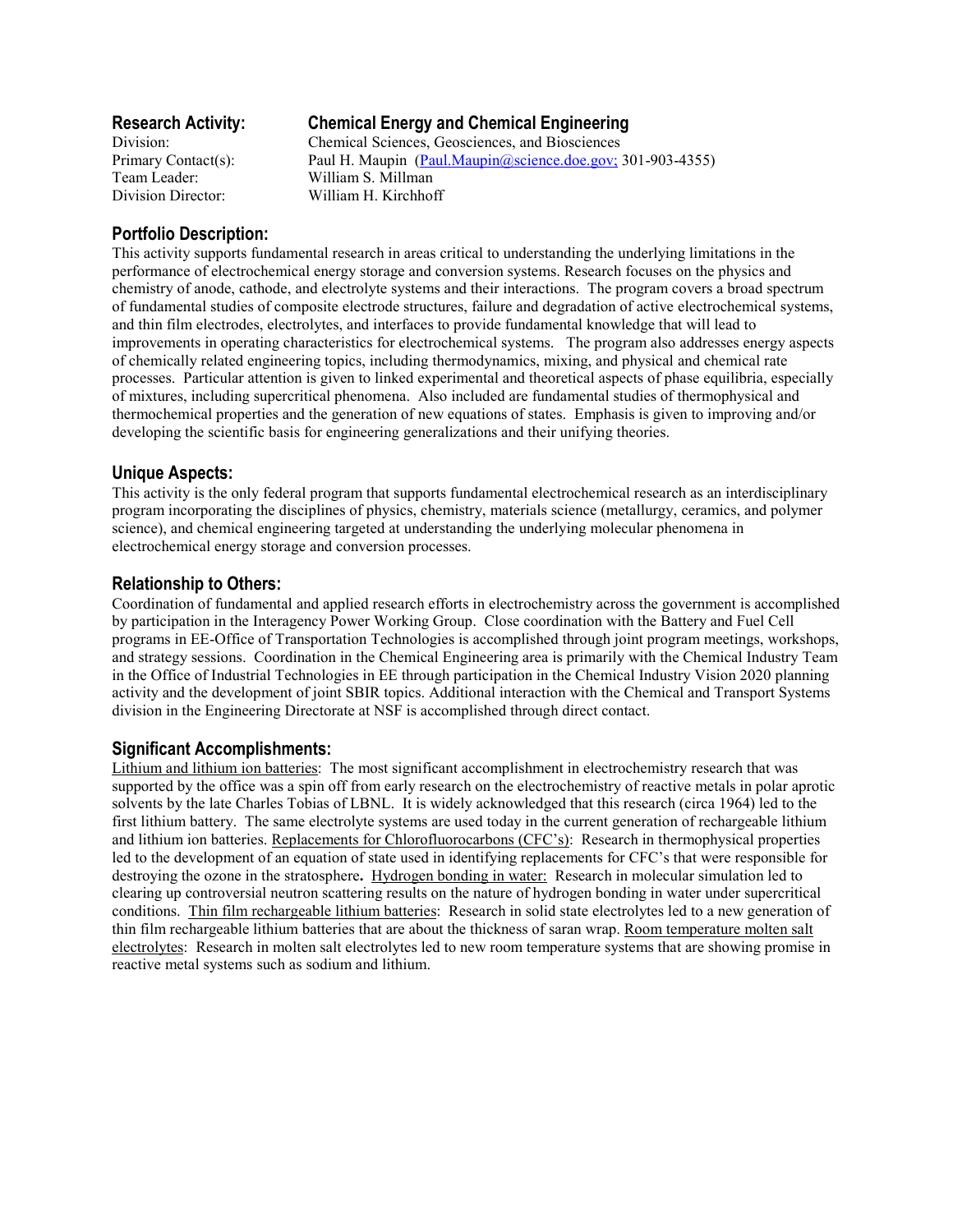## Research Activity: Chemical Energy and Chemical Engineering

Division: Chemical Sciences, Geosciences, and Biosciences
Primary Contact(s): Paul H. Maupin (Paul.Maupin@science.doe.gov; 301-903-4355)
Team Leader: William S. Millman
Division Director: William H. Kirchhoff

### Portfolio Description:

This activity supports fundamental research in areas critical to understanding the underlying limitations in the performance of electrochemical energy storage and conversion systems. Research focuses on the physics and chemistry of anode, cathode, and electrolyte systems and their interactions. The program covers a broad spectrum of fundamental studies of composite electrode structures, failure and degradation of active electrochemical systems, and thin film electrodes, electrolytes, and interfaces to provide fundamental knowledge that will lead to improvements in operating characteristics for electrochemical systems. The program also addresses energy aspects of chemically related engineering topics, including thermodynamics, mixing, and physical and chemical rate processes. Particular attention is given to linked experimental and theoretical aspects of phase equilibria, especially of mixtures, including supercritical phenomena. Also included are fundamental studies of thermophysical and thermochemical properties and the generation of new equations of states. Emphasis is given to improving and/or developing the scientific basis for engineering generalizations and their unifying theories.

### Unique Aspects:

This activity is the only federal program that supports fundamental electrochemical research as an interdisciplinary program incorporating the disciplines of physics, chemistry, materials science (metallurgy, ceramics, and polymer science), and chemical engineering targeted at understanding the underlying molecular phenomena in electrochemical energy storage and conversion processes.

### Relationship to Others:

Coordination of fundamental and applied research efforts in electrochemistry across the government is accomplished by participation in the Interagency Power Working Group. Close coordination with the Battery and Fuel Cell programs in EE-Office of Transportation Technologies is accomplished through joint program meetings, workshops, and strategy sessions. Coordination in the Chemical Engineering area is primarily with the Chemical Industry Team in the Office of Industrial Technologies in EE through participation in the Chemical Industry Vision 2020 planning activity and the development of joint SBIR topics. Additional interaction with the Chemical and Transport Systems division in the Engineering Directorate at NSF is accomplished through direct contact.

### Significant Accomplishments:

Lithium and lithium ion batteries: The most significant accomplishment in electrochemistry research that was supported by the office was a spin off from early research on the electrochemistry of reactive metals in polar aprotic solvents by the late Charles Tobias of LBNL. It is widely acknowledged that this research (circa 1964) led to the first lithium battery. The same electrolyte systems are used today in the current generation of rechargeable lithium and lithium ion batteries. Replacements for Chlorofluorocarbons (CFC's): Research in thermophysical properties led to the development of an equation of state used in identifying replacements for CFC's that were responsible for destroying the ozone in the stratosphere**.** Hydrogen bonding in water: Research in molecular simulation led to clearing up controversial neutron scattering results on the nature of hydrogen bonding in water under supercritical conditions. Thin film rechargeable lithium batteries: Research in solid state electrolytes led to a new generation of thin film rechargeable lithium batteries that are about the thickness of saran wrap. Room temperature molten salt electrolytes: Research in molten salt electrolytes led to new room temperature systems that are showing promise in reactive metal systems such as sodium and lithium.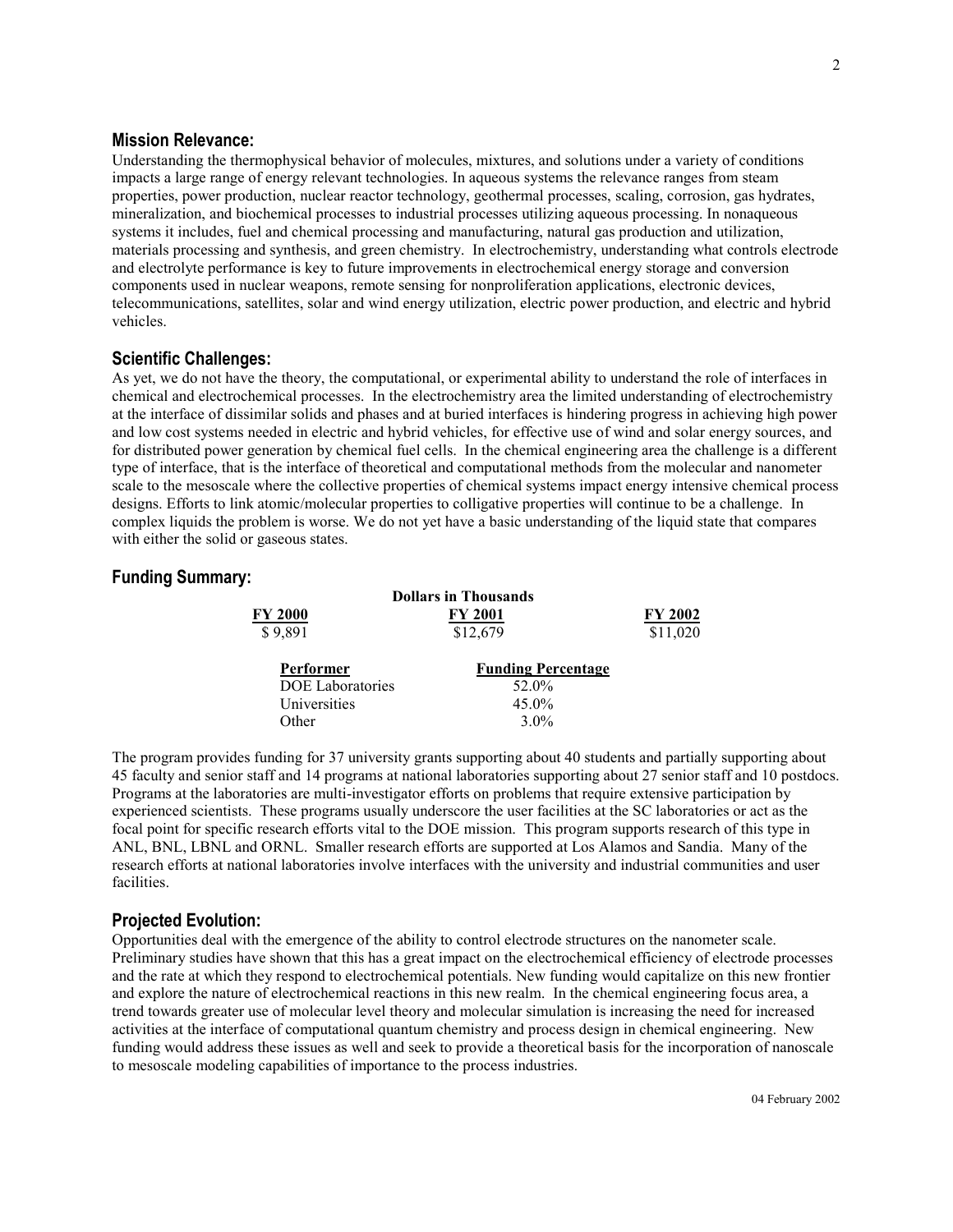## Mission Relevance:

Understanding the thermophysical behavior of molecules, mixtures, and solutions under a variety of conditions impacts a large range of energy relevant technologies. In aqueous systems the relevance ranges from steam properties, power production, nuclear reactor technology, geothermal processes, scaling, corrosion, gas hydrates, mineralization, and biochemical processes to industrial processes utilizing aqueous processing. In nonaqueous systems it includes, fuel and chemical processing and manufacturing, natural gas production and utilization, materials processing and synthesis, and green chemistry. In electrochemistry, understanding what controls electrode and electrolyte performance is key to future improvements in electrochemical energy storage and conversion components used in nuclear weapons, remote sensing for nonproliferation applications, electronic devices, telecommunications, satellites, solar and wind energy utilization, electric power production, and electric and hybrid vehicles.

## Scientific Challenges:

As yet, we do not have the theory, the computational, or experimental ability to understand the role of interfaces in chemical and electrochemical processes. In the electrochemistry area the limited understanding of electrochemistry at the interface of dissimilar solids and phases and at buried interfaces is hindering progress in achieving high power and low cost systems needed in electric and hybrid vehicles, for effective use of wind and solar energy sources, and for distributed power generation by chemical fuel cells. In the chemical engineering area the challenge is a different type of interface, that is the interface of theoretical and computational methods from the molecular and nanometer scale to the mesoscale where the collective properties of chemical systems impact energy intensive chemical process designs. Efforts to link atomic/molecular properties to colligative properties will continue to be a challenge. In complex liquids the problem is worse. We do not yet have a basic understanding of the liquid state that compares with either the solid or gaseous states.

## Funding Summary:

**Dollars in Thousands**

| FY 2000 | FY 2001 | FY 2002 |
|---|---|---|
| $ 9,891 | $12,679 | $11,020 |

| Performer | Funding Percentage |
|---|---|
| DOE Laboratories | 52.0% |
| Universities | 45.0% |
| Other | 3.0% |

The program provides funding for 37 university grants supporting about 40 students and partially supporting about 45 faculty and senior staff and 14 programs at national laboratories supporting about 27 senior staff and 10 postdocs. Programs at the laboratories are multi-investigator efforts on problems that require extensive participation by experienced scientists. These programs usually underscore the user facilities at the SC laboratories or act as the focal point for specific research efforts vital to the DOE mission. This program supports research of this type in ANL, BNL, LBNL and ORNL. Smaller research efforts are supported at Los Alamos and Sandia. Many of the research efforts at national laboratories involve interfaces with the university and industrial communities and user facilities.

## Projected Evolution:

Opportunities deal with the emergence of the ability to control electrode structures on the nanometer scale. Preliminary studies have shown that this has a great impact on the electrochemical efficiency of electrode processes and the rate at which they respond to electrochemical potentials. New funding would capitalize on this new frontier and explore the nature of electrochemical reactions in this new realm. In the chemical engineering focus area, a trend towards greater use of molecular level theory and molecular simulation is increasing the need for increased activities at the interface of computational quantum chemistry and process design in chemical engineering. New funding would address these issues as well and seek to provide a theoretical basis for the incorporation of nanoscale to mesoscale modeling capabilities of importance to the process industries.